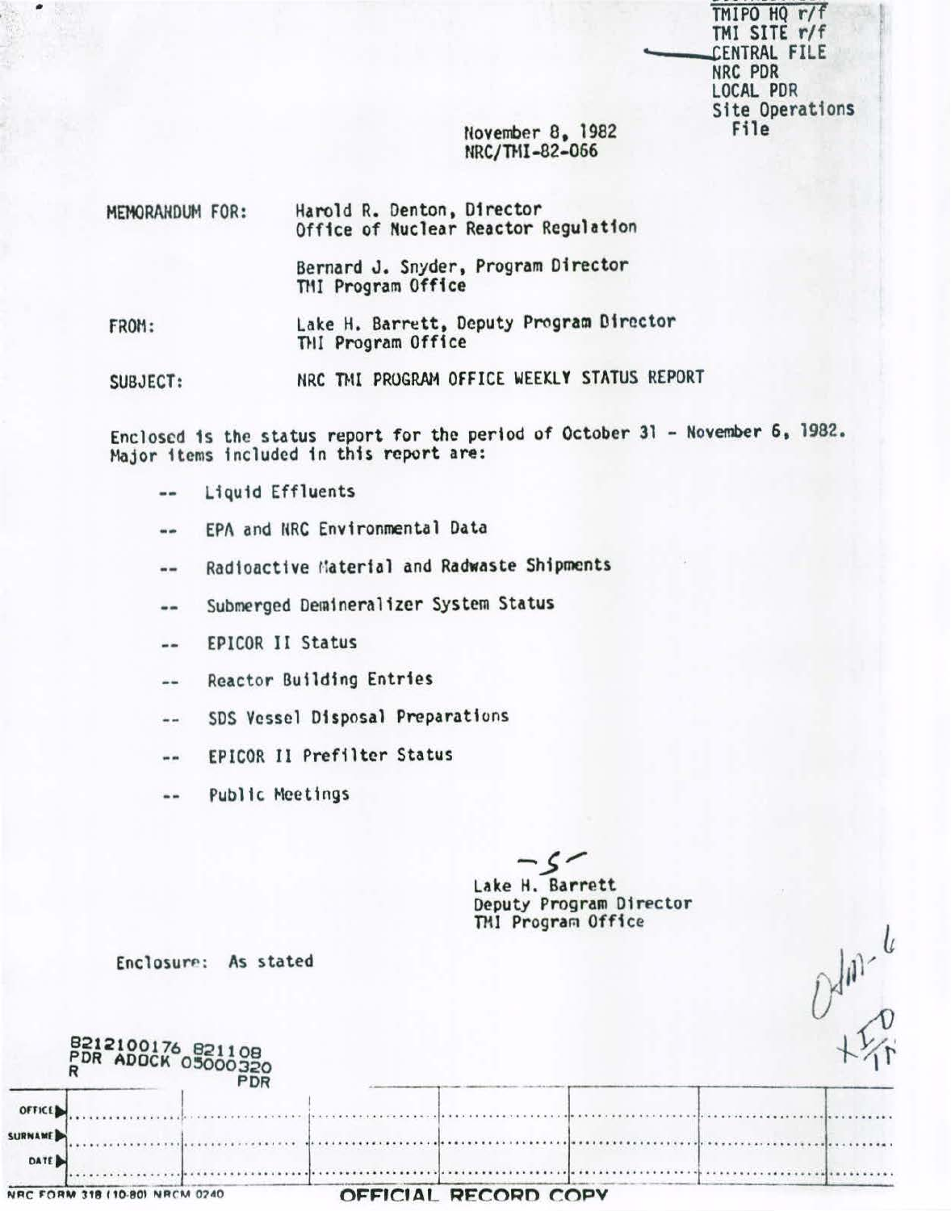TMIPO HQ r/f
TMI SITE r/f
CENTRAL FILE
NRC PDR
LOCAL PDR
Site Operations File

November 8, 1982
NRC/TMI-82-066

MEMORANDUM FOR: Harold R. Denton, Director
Office of Nuclear Reactor Regulation

Bernard J. Snyder, Program Director
TMI Program Office

FROM: Lake H. Barrett, Deputy Program Director
TMI Program Office

SUBJECT: NRC TMI PROGRAM OFFICE WEEKLY STATUS REPORT

Enclosed is the status report for the period of October 31 - November 6, 1982. Major items included in this report are:

- -- Liquid Effluents
- -- EPA and NRC Environmental Data
- -- Radioactive Material and Radwaste Shipments
- -- Submerged Demineralizer System Status
- -- EPICOR II Status
- -- Reactor Building Entries
- -- SDS Vessel Disposal Preparations
- -- EPICOR II Prefilter Status
- -- Public Meetings

-S-
Lake H. Barrett
Deputy Program Director
TMI Program Office

Enclosure: As stated

8212100176 821108
PDR ADOCK 05000320
R PDR

| OFFICE | | | | | | | |
|---|---|---|---|---|---|---|---|
| SURNAME | | | | | | | |
| DATE | | | | | | | |

NRC FORM 318 (10-80) NRCM 0240 OFFICIAL RECORD COPY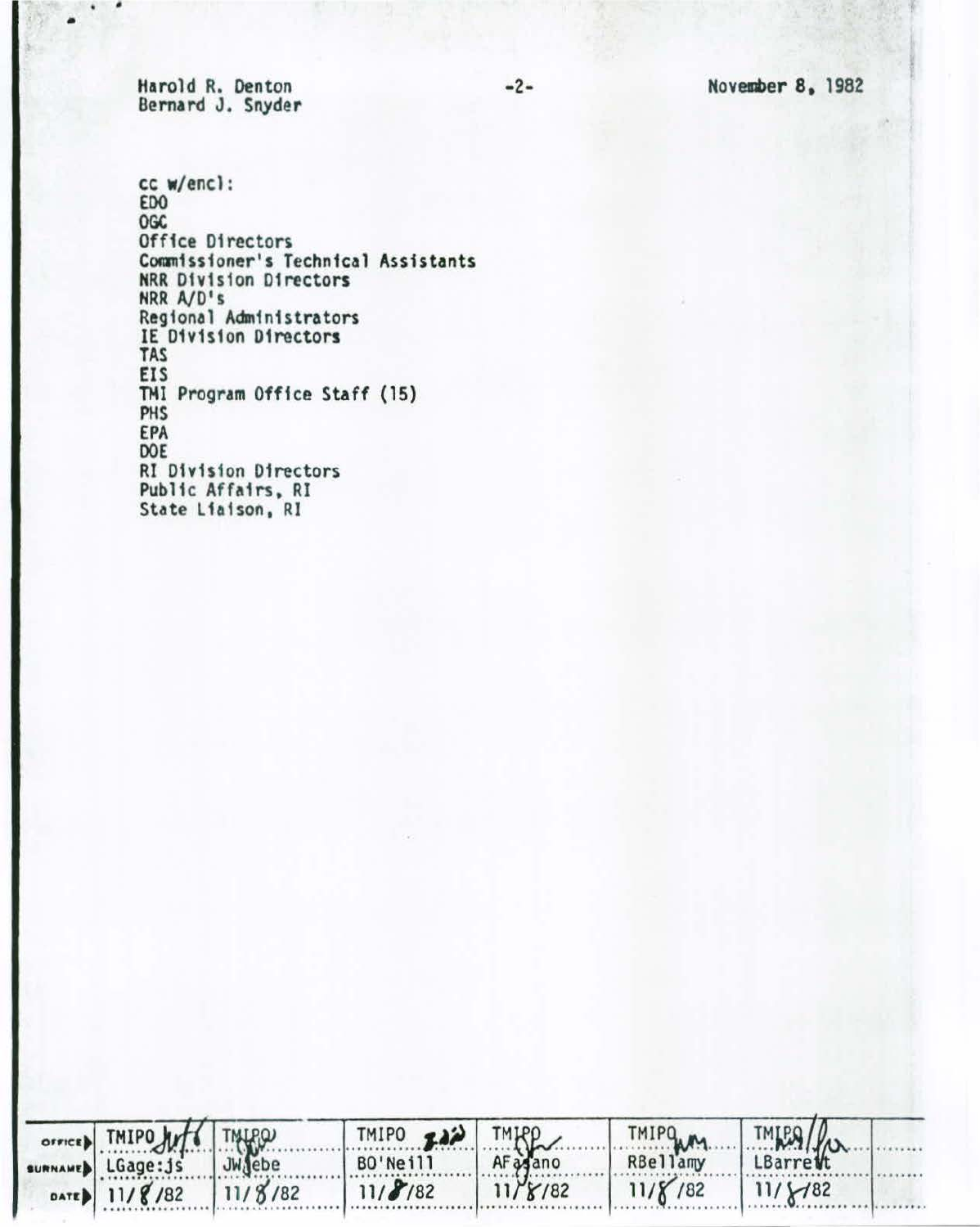Harold R. Denton
Bernard J. Snyder

November 8, 1982

cc w/encl:
EDO
OGC
Office Directors
Commissioner's Technical Assistants
NRR Division Directors
NRR A/D's
Regional Administrators
IE Division Directors
TAS
EIS
TMI Program Office Staff (15)
PHS
EPA
DOE
RI Division Directors
Public Affairs, RI
State Liaison, RI

| OFFICE | TMIPO | TMIPO | TMIPO | TMIPO | TMIPO | TMIPO | |
|---|---|---|---|---|---|---|---|
| SURNAME | LGage:js | JWiebe | BO'Neill | AFasano | RBellamy | LBarrett | |
| DATE | 11/8/82 | 11/8/82 | 11/8/82 | 11/8/82 | 11/8/82 | 11/8/82 | |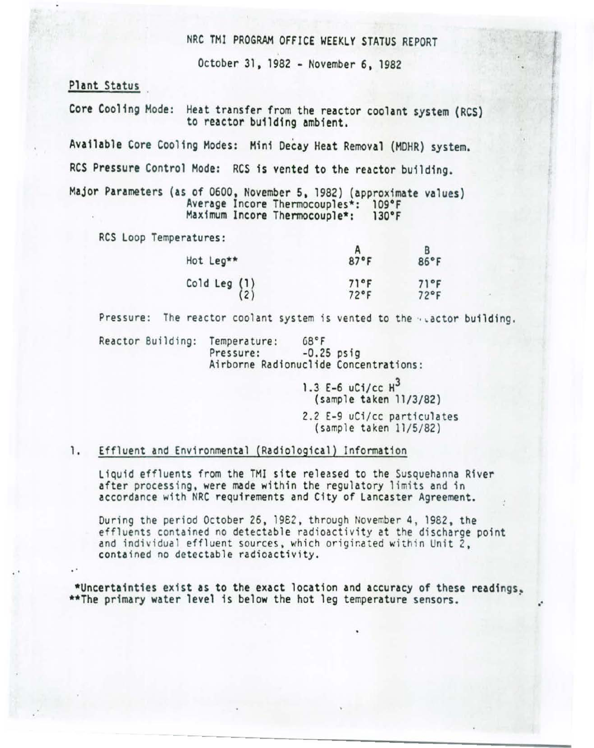# NRC TMI PROGRAM OFFICE WEEKLY STATUS REPORT

October 31, 1982 - November 6, 1982

## Plant Status

Core Cooling Mode: Heat transfer from the reactor coolant system (RCS) to reactor building ambient.

Available Core Cooling Modes: Mini Decay Heat Removal (MDHR) system.

RCS Pressure Control Mode: RCS is vented to the reactor building.

Major Parameters (as of 0600, November 5, 1982) (approximate values)
Average Incore Thermocouples*: 109°F
Maximum Incore Thermocouple*: 130°F

RCS Loop Temperatures:

| | A | B |
|---|---|---|
| Hot Leg** | 87°F | 86°F |
| Cold Leg (1) | 71°F | 71°F |
| Cold Leg (2) | 72°F | 72°F |

Pressure: The reactor coolant system is vented to the reactor building.

Reactor Building: Temperature: 68°F
Pressure: -0.25 psig
Airborne Radionuclide Concentrations:

1.3 E-6 uCi/cc $H^3$
(sample taken 11/3/82)

2.2 E-9 uCi/cc particulates
(sample taken 11/5/82)

## 1. Effluent and Environmental (Radiological) Information

Liquid effluents from the TMI site released to the Susquehanna River after processing, were made within the regulatory limits and in accordance with NRC requirements and City of Lancaster Agreement.

During the period October 26, 1982, through November 4, 1982, the effluents contained no detectable radioactivity at the discharge point and individual effluent sources, which originated within Unit 2, contained no detectable radioactivity.

*Uncertainties exist as to the exact location and accuracy of these readings.
**The primary water level is below the hot leg temperature sensors.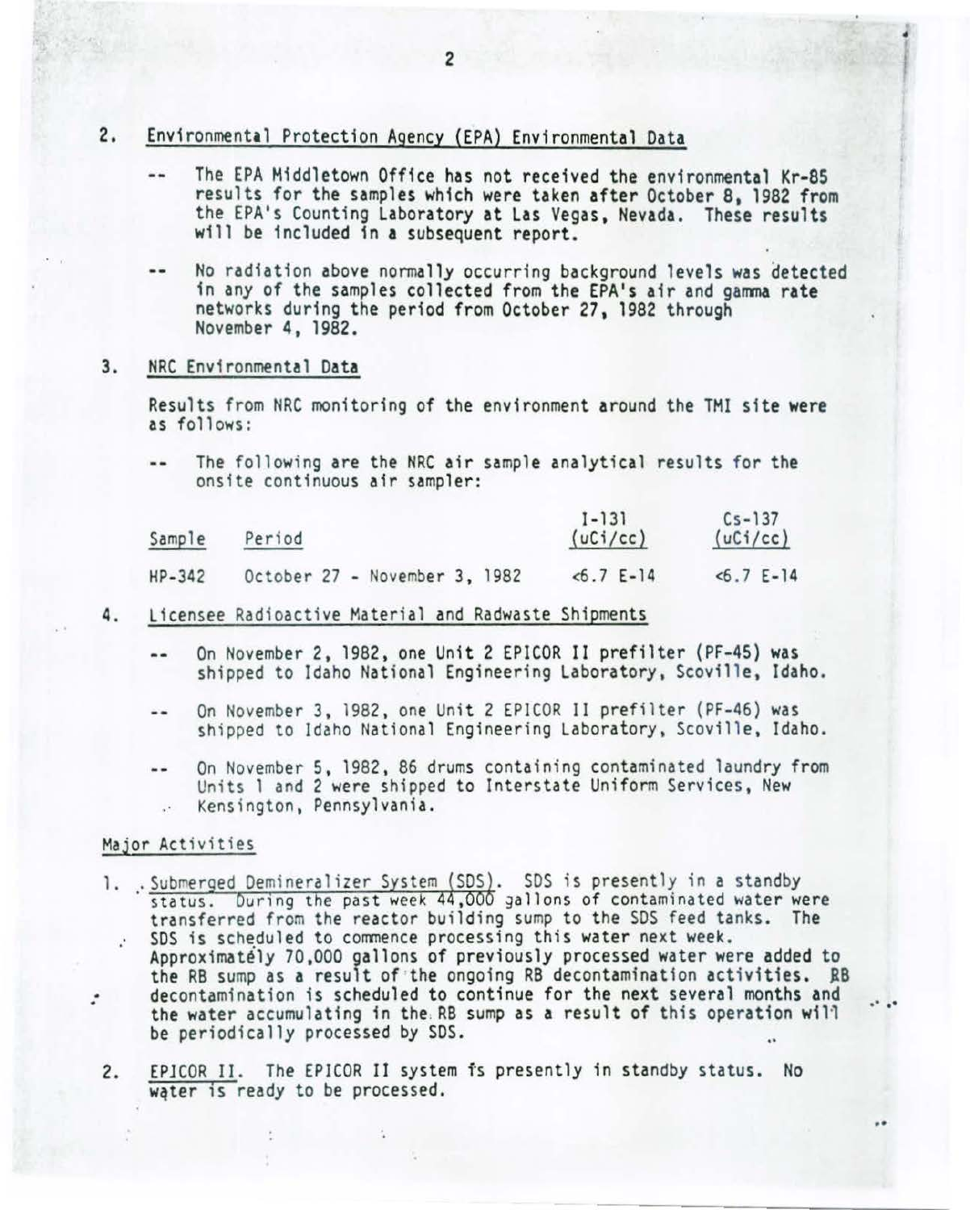2. Environmental Protection Agency (EPA) Environmental Data

-- The EPA Middletown Office has not received the environmental Kr-85 results for the samples which were taken after October 8, 1982 from the EPA's Counting Laboratory at Las Vegas, Nevada. These results will be included in a subsequent report.

-- No radiation above normally occurring background levels was detected in any of the samples collected from the EPA's air and gamma rate networks during the period from October 27, 1982 through November 4, 1982.

3. NRC Environmental Data

Results from NRC monitoring of the environment around the TMI site were as follows:

-- The following are the NRC air sample analytical results for the onsite continuous air sampler:

| Sample | Period | I-131 (uCi/cc) | Cs-137 (uCi/cc) |
|---|---|---|---|
| HP-342 | October 27 - November 3, 1982 | <6.7 E-14 | <6.7 E-14 |

4. Licensee Radioactive Material and Radwaste Shipments

-- On November 2, 1982, one Unit 2 EPICOR II prefilter (PF-45) was shipped to Idaho National Engineering Laboratory, Scoville, Idaho.

-- On November 3, 1982, one Unit 2 EPICOR II prefilter (PF-46) was shipped to Idaho National Engineering Laboratory, Scoville, Idaho.

-- On November 5, 1982, 86 drums containing contaminated laundry from Units 1 and 2 were shipped to Interstate Uniform Services, New Kensington, Pennsylvania.

Major Activities

1. Submerged Demineralizer System (SDS). SDS is presently in a standby status. During the past week 44,000 gallons of contaminated water were transferred from the reactor building sump to the SDS feed tanks. The SDS is scheduled to commence processing this water next week. Approximately 70,000 gallons of previously processed water were added to the RB sump as a result of the ongoing RB decontamination activities. RB decontamination is scheduled to continue for the next several months and the water accumulating in the RB sump as a result of this operation will be periodically processed by SDS.

2. EPICOR II. The EPICOR II system is presently in standby status. No water is ready to be processed.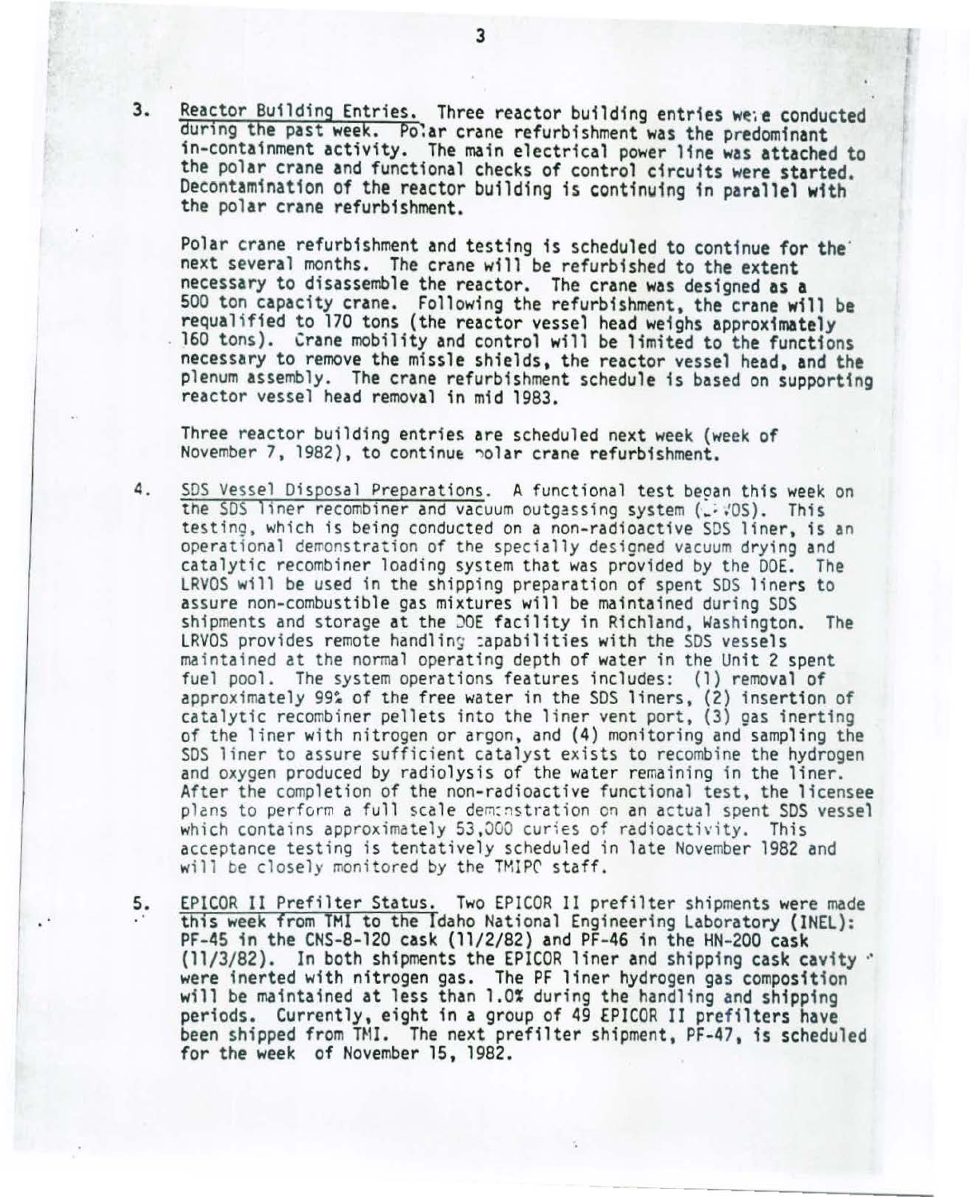3. Reactor Building Entries. Three reactor building entries were conducted during the past week. Polar crane refurbishment was the predominant in-containment activity. The main electrical power line was attached to the polar crane and functional checks of control circuits were started. Decontamination of the reactor building is continuing in parallel with the polar crane refurbishment.

   Polar crane refurbishment and testing is scheduled to continue for the next several months. The crane will be refurbished to the extent necessary to disassemble the reactor. The crane was designed as a 500 ton capacity crane. Following the refurbishment, the crane will be requalified to 170 tons (the reactor vessel head weighs approximately 160 tons). Crane mobility and control will be limited to the functions necessary to remove the missle shields, the reactor vessel head, and the plenum assembly. The crane refurbishment schedule is based on supporting reactor vessel head removal in mid 1983.

   Three reactor building entries are scheduled next week (week of November 7, 1982), to continue polar crane refurbishment.

4. SDS Vessel Disposal Preparations. A functional test began this week on the SDS liner recombiner and vacuum outgassing system (LRVOS). This testing, which is being conducted on a non-radioactive SDS liner, is an operational demonstration of the specially designed vacuum drying and catalytic recombiner loading system that was provided by the DOE. The LRVOS will be used in the shipping preparation of spent SDS liners to assure non-combustible gas mixtures will be maintained during SDS shipments and storage at the DOE facility in Richland, Washington. The LRVOS provides remote handling capabilities with the SDS vessels maintained at the normal operating depth of water in the Unit 2 spent fuel pool. The system operations features includes: (1) removal of approximately 99% of the free water in the SDS liners, (2) insertion of catalytic recombiner pellets into the liner vent port, (3) gas inerting of the liner with nitrogen or argon, and (4) monitoring and sampling the SDS liner to assure sufficient catalyst exists to recombine the hydrogen and oxygen produced by radiolysis of the water remaining in the liner. After the completion of the non-radioactive functional test, the licensee plans to perform a full scale demonstration on an actual spent SDS vessel which contains approximately 53,000 curies of radioactivity. This acceptance testing is tentatively scheduled in late November 1982 and will be closely monitored by the TMIPO staff.

5. EPICOR II Prefilter Status. Two EPICOR II prefilter shipments were made this week from TMI to the Idaho National Engineering Laboratory (INEL): PF-45 in the CNS-8-120 cask (11/2/82) and PF-46 in the HN-200 cask (11/3/82). In both shipments the EPICOR liner and shipping cask cavity were inerted with nitrogen gas. The PF liner hydrogen gas composition will be maintained at less than 1.0% during the handling and shipping periods. Currently, eight in a group of 49 EPICOR II prefilters have been shipped from TMI. The next prefilter shipment, PF-47, is scheduled for the week of November 15, 1982.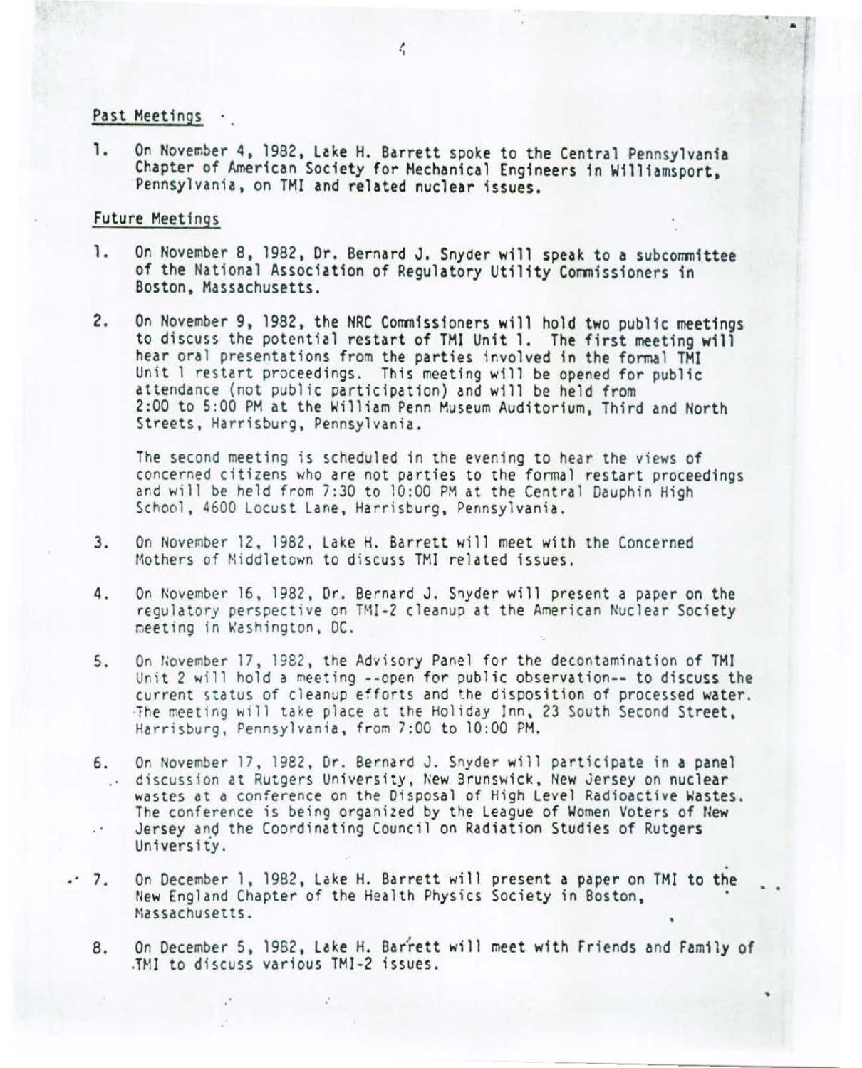Past Meetings

1. On November 4, 1982, Lake H. Barrett spoke to the Central Pennsylvania Chapter of American Society for Mechanical Engineers in Williamsport, Pennsylvania, on TMI and related nuclear issues.

Future Meetings

1. On November 8, 1982, Dr. Bernard J. Snyder will speak to a subcommittee of the National Association of Regulatory Utility Commissioners in Boston, Massachusetts.

2. On November 9, 1982, the NRC Commissioners will hold two public meetings to discuss the potential restart of TMI Unit 1. The first meeting will hear oral presentations from the parties involved in the formal TMI Unit 1 restart proceedings. This meeting will be opened for public attendance (not public participation) and will be held from 2:00 to 5:00 PM at the William Penn Museum Auditorium, Third and North Streets, Harrisburg, Pennsylvania.

   The second meeting is scheduled in the evening to hear the views of concerned citizens who are not parties to the formal restart proceedings and will be held from 7:30 to 10:00 PM at the Central Dauphin High School, 4600 Locust Lane, Harrisburg, Pennsylvania.

3. On November 12, 1982, Lake H. Barrett will meet with the Concerned Mothers of Middletown to discuss TMI related issues.

4. On November 16, 1982, Dr. Bernard J. Snyder will present a paper on the regulatory perspective on TMI-2 cleanup at the American Nuclear Society meeting in Washington, DC.

5. On November 17, 1982, the Advisory Panel for the decontamination of TMI Unit 2 will hold a meeting --open for public observation-- to discuss the current status of cleanup efforts and the disposition of processed water. The meeting will take place at the Holiday Inn, 23 South Second Street, Harrisburg, Pennsylvania, from 7:00 to 10:00 PM.

6. On November 17, 1982, Dr. Bernard J. Snyder will participate in a panel discussion at Rutgers University, New Brunswick, New Jersey on nuclear wastes at a conference on the Disposal of High Level Radioactive Wastes. The conference is being organized by the League of Women Voters of New Jersey and the Coordinating Council on Radiation Studies of Rutgers University.

7. On December 1, 1982, Lake H. Barrett will present a paper on TMI to the New England Chapter of the Health Physics Society in Boston, Massachusetts.

8. On December 5, 1982, Lake H. Barrett will meet with Friends and Family of TMI to discuss various TMI-2 issues.